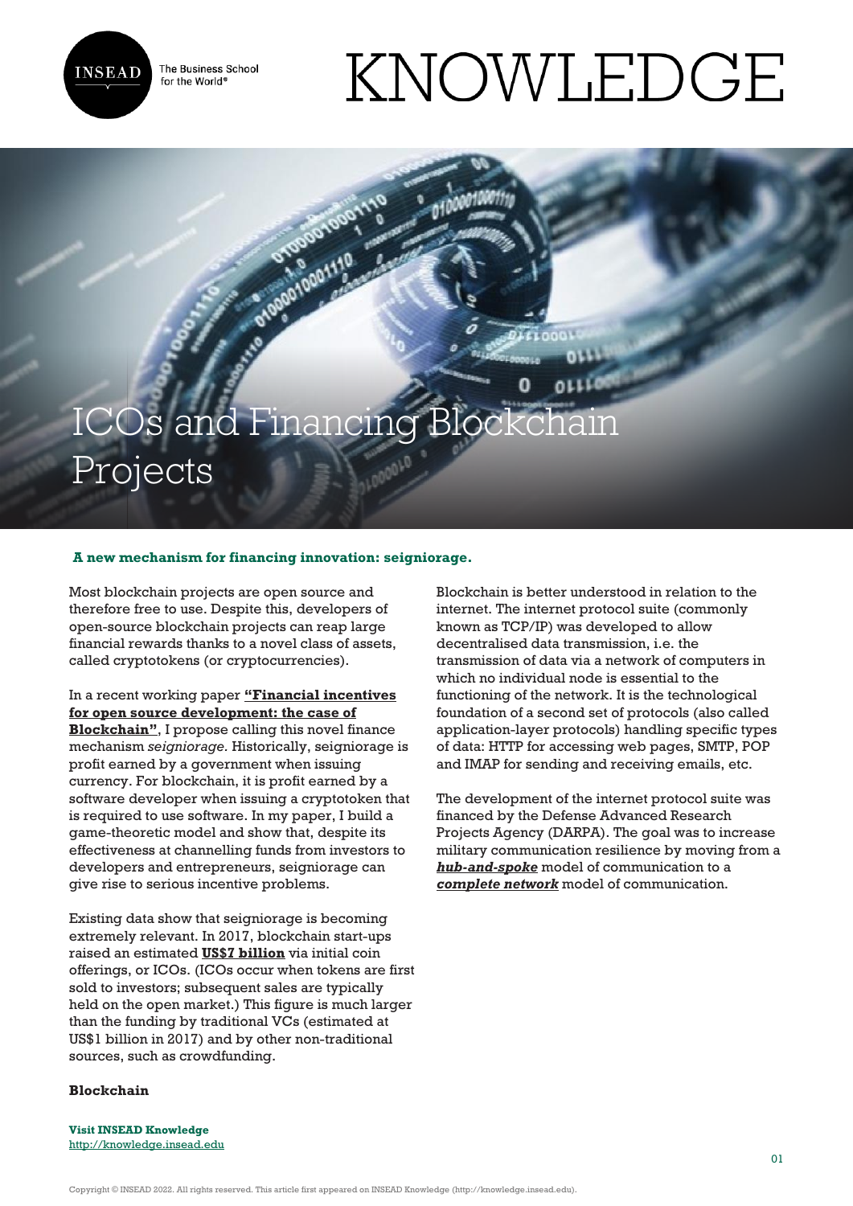# ICOs and Financing Blockchain Projects

**A new mechanism for financing innovation: seigniorage.**

Most blockchain projects are open source and therefore free to use. Despite this, developers of open-source blockchain projects can reap large financial rewards thanks to a novel class of assets, called cryptotokens (or cryptocurrencies).

In a recent working paper **"Financial incentives for open source development: the case of Blockchain"**, I propose calling this novel finance mechanism *seigniorage*. Historically, seigniorage is profit earned by a government when issuing currency. For blockchain, it is profit earned by a software developer when issuing a cryptotoken that is required to use software. In my paper, I build a game-theoretic model and show that, despite its effectiveness at channelling funds from investors to developers and entrepreneurs, seigniorage can give rise to serious incentive problems.

Existing data show that seigniorage is becoming extremely relevant. In 2017, blockchain start-ups raised an estimated **US$7 billion** via initial coin offerings, or ICOs. (ICOs occur when tokens are first sold to investors; subsequent sales are typically held on the open market.) This figure is much larger than the funding by traditional VCs (estimated at US$1 billion in 2017) and by other non-traditional sources, such as crowdfunding.

**Blockchain**

Blockchain is better understood in relation to the internet. The internet protocol suite (commonly known as TCP/IP) was developed to allow decentralised data transmission, i.e. the transmission of data via a network of computers in which no individual node is essential to the functioning of the network. It is the technological foundation of a second set of protocols (also called application-layer protocols) handling specific types of data: HTTP for accessing web pages, SMTP, POP and IMAP for sending and receiving emails, etc.

The development of the internet protocol suite was financed by the Defense Advanced Research Projects Agency (DARPA). The goal was to increase military communication resilience by moving from a ***hub-and-spoke*** model of communication to a ***complete network*** model of communication.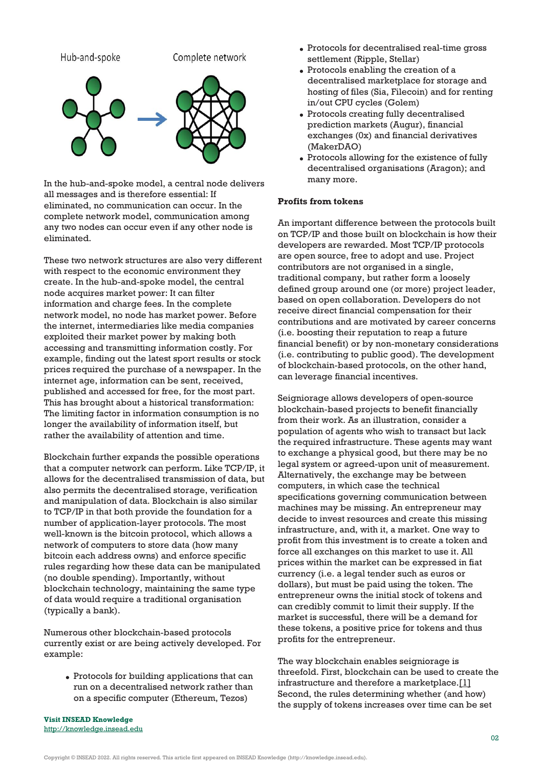Hub-and-spoke Complete network

In the hub-and-spoke model, a central node delivers all messages and is therefore essential: If eliminated, no communication can occur. In the complete network model, communication among any two nodes can occur even if any other node is eliminated.

These two network structures are also very different with respect to the economic environment they create. In the hub-and-spoke model, the central node acquires market power: It can filter information and charge fees. In the complete network model, no node has market power. Before the internet, intermediaries like media companies exploited their market power by making both accessing and transmitting information costly. For example, finding out the latest sport results or stock prices required the purchase of a newspaper. In the internet age, information can be sent, received, published and accessed for free, for the most part. This has brought about a historical transformation: The limiting factor in information consumption is no longer the availability of information itself, but rather the availability of attention and time.

Blockchain further expands the possible operations that a computer network can perform. Like TCP/IP, it allows for the decentralised transmission of data, but also permits the decentralised storage, verification and manipulation of data. Blockchain is also similar to TCP/IP in that both provide the foundation for a number of application-layer protocols. The most well-known is the bitcoin protocol, which allows a network of computers to store data (how many bitcoin each address owns) and enforce specific rules regarding how these data can be manipulated (no double spending). Importantly, without blockchain technology, maintaining the same type of data would require a traditional organisation (typically a bank).

Numerous other blockchain-based protocols currently exist or are being actively developed. For example:

- Protocols for building applications that can run on a decentralised network rather than on a specific computer (Ethereum, Tezos)
- Protocols for decentralised real-time gross settlement (Ripple, Stellar)
- Protocols enabling the creation of a decentralised marketplace for storage and hosting of files (Sia, Filecoin) and for renting in/out CPU cycles (Golem)
- Protocols creating fully decentralised prediction markets (Augur), financial exchanges (0x) and financial derivatives (MakerDAO)
- Protocols allowing for the existence of fully decentralised organisations (Aragon); and many more.

**Profits from tokens**

An important difference between the protocols built on TCP/IP and those built on blockchain is how their developers are rewarded. Most TCP/IP protocols are open source, free to adopt and use. Project contributors are not organised in a single, traditional company, but rather form a loosely defined group around one (or more) project leader, based on open collaboration. Developers do not receive direct financial compensation for their contributions and are motivated by career concerns (i.e. boosting their reputation to reap a future financial benefit) or by non-monetary considerations (i.e. contributing to public good). The development of blockchain-based protocols, on the other hand, can leverage financial incentives.

Seigniorage allows developers of open-source blockchain-based projects to benefit financially from their work. As an illustration, consider a population of agents who wish to transact but lack the required infrastructure. These agents may want to exchange a physical good, but there may be no legal system or agreed-upon unit of measurement. Alternatively, the exchange may be between computers, in which case the technical specifications governing communication between machines may be missing. An entrepreneur may decide to invest resources and create this missing infrastructure, and, with it, a market. One way to profit from this investment is to create a token and force all exchanges on this market to use it. All prices within the market can be expressed in fiat currency (i.e. a legal tender such as euros or dollars), but must be paid using the token. The entrepreneur owns the initial stock of tokens and can credibly commit to limit their supply. If the market is successful, there will be a demand for these tokens, a positive price for tokens and thus profits for the entrepreneur.

The way blockchain enables seigniorage is threefold. First, blockchain can be used to create the infrastructure and therefore a marketplace.[1] Second, the rules determining whether (and how) the supply of tokens increases over time can be set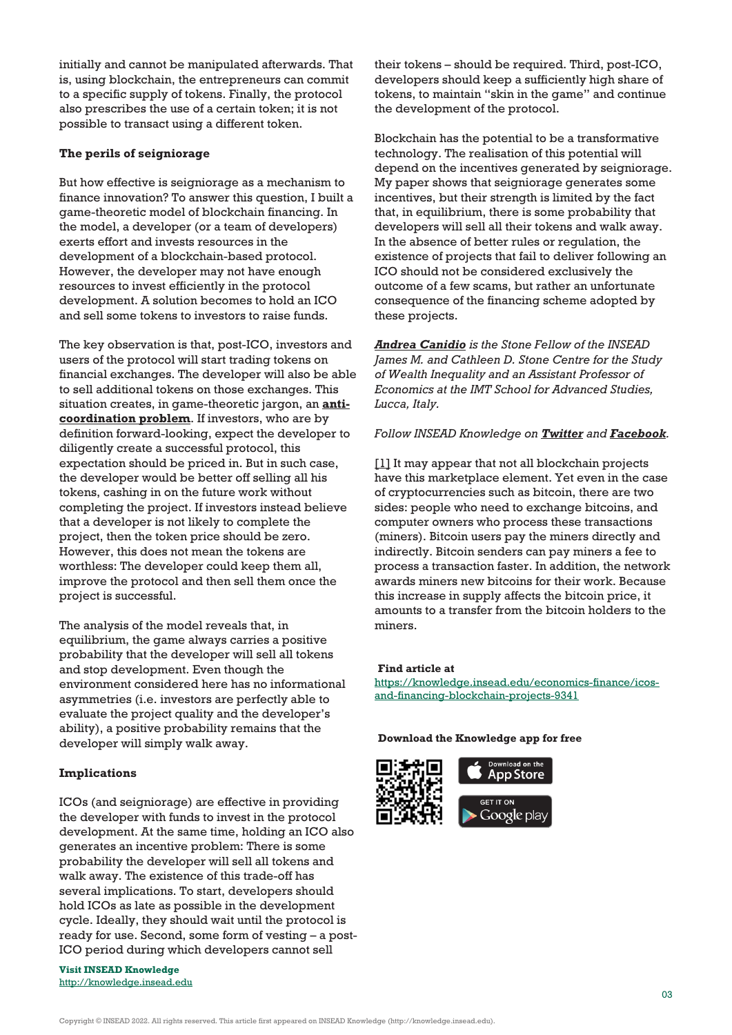initially and cannot be manipulated afterwards. That is, using blockchain, the entrepreneurs can commit to a specific supply of tokens. Finally, the protocol also prescribes the use of a certain token; it is not possible to transact using a different token.

### The perils of seigniorage

But how effective is seigniorage as a mechanism to finance innovation? To answer this question, I built a game-theoretic model of blockchain financing. In the model, a developer (or a team of developers) exerts effort and invests resources in the development of a blockchain-based protocol. However, the developer may not have enough resources to invest efficiently in the protocol development. A solution becomes to hold an ICO and sell some tokens to investors to raise funds.

The key observation is that, post-ICO, investors and users of the protocol will start trading tokens on financial exchanges. The developer will also be able to sell additional tokens on those exchanges. This situation creates, in game-theoretic jargon, an **anti-coordination problem**. If investors, who are by definition forward-looking, expect the developer to diligently create a successful protocol, this expectation should be priced in. But in such case, the developer would be better off selling all his tokens, cashing in on the future work without completing the project. If investors instead believe that a developer is not likely to complete the project, then the token price should be zero. However, this does not mean the tokens are worthless: The developer could keep them all, improve the protocol and then sell them once the project is successful.

The analysis of the model reveals that, in equilibrium, the game always carries a positive probability that the developer will sell all tokens and stop development. Even though the environment considered here has no informational asymmetries (i.e. investors are perfectly able to evaluate the project quality and the developer's ability), a positive probability remains that the developer will simply walk away.

### Implications

ICOs (and seigniorage) are effective in providing the developer with funds to invest in the protocol development. At the same time, holding an ICO also generates an incentive problem: There is some probability the developer will sell all tokens and walk away. The existence of this trade-off has several implications. To start, developers should hold ICOs as late as possible in the development cycle. Ideally, they should wait until the protocol is ready for use. Second, some form of vesting – a post-ICO period during which developers cannot sell their tokens – should be required. Third, post-ICO, developers should keep a sufficiently high share of tokens, to maintain "skin in the game" and continue the development of the protocol.

Blockchain has the potential to be a transformative technology. The realisation of this potential will depend on the incentives generated by seigniorage. My paper shows that seigniorage generates some incentives, but their strength is limited by the fact that, in equilibrium, there is some probability that developers will sell all their tokens and walk away. In the absence of better rules or regulation, the existence of projects that fail to deliver following an ICO should not be considered exclusively the outcome of a few scams, but rather an unfortunate consequence of the financing scheme adopted by these projects.

***Andrea Canidio*** *is the Stone Fellow of the INSEAD James M. and Cathleen D. Stone Centre for the Study of Wealth Inequality and an Assistant Professor of Economics at the IMT School for Advanced Studies, Lucca, Italy.*

*Follow INSEAD Knowledge on* ***Twitter*** *and* ***Facebook****.*

[1] It may appear that not all blockchain projects have this marketplace element. Yet even in the case of cryptocurrencies such as bitcoin, there are two sides: people who need to exchange bitcoins, and computer owners who process these transactions (miners). Bitcoin users pay the miners directly and indirectly. Bitcoin senders can pay miners a fee to process a transaction faster. In addition, the network awards miners new bitcoins for their work. Because this increase in supply affects the bitcoin price, it amounts to a transfer from the bitcoin holders to the miners.

**Find article at**
https://knowledge.insead.edu/economics-finance/icos-and-financing-blockchain-projects-9341

**Download the Knowledge app for free**

**Visit INSEAD Knowledge**
http://knowledge.insead.edu

Copyright © INSEAD 2022. All rights reserved. This article first appeared on INSEAD Knowledge (http://knowledge.insead.edu).